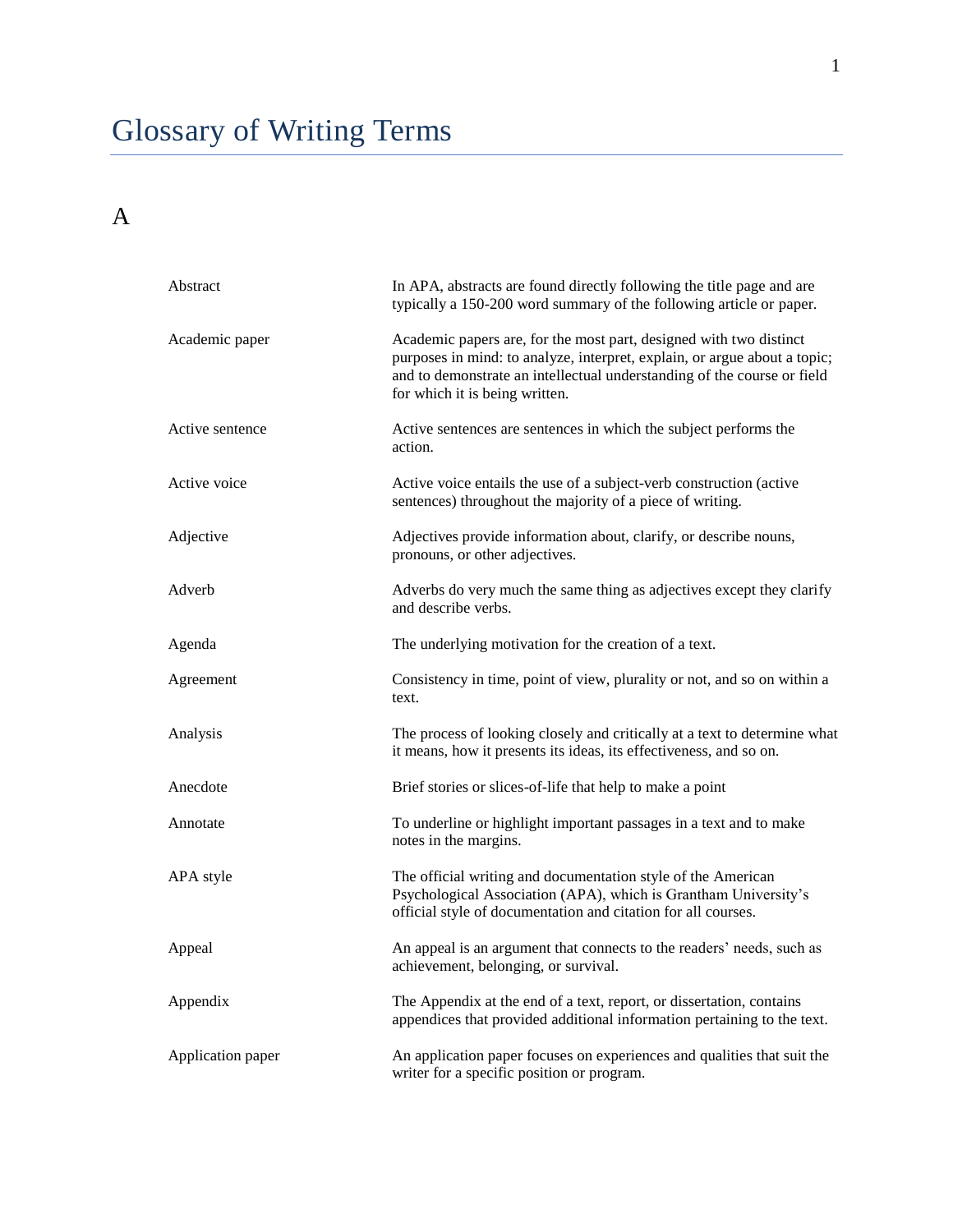# Glossary of Writing Terms

## A

| Term | Definition |
|---|---|
| Abstract | In APA, abstracts are found directly following the title page and are typically a 150-200 word summary of the following article or paper. |
| Academic paper | Academic papers are, for the most part, designed with two distinct purposes in mind: to analyze, interpret, explain, or argue about a topic; and to demonstrate an intellectual understanding of the course or field for which it is being written. |
| Active sentence | Active sentences are sentences in which the subject performs the action. |
| Active voice | Active voice entails the use of a subject-verb construction (active sentences) throughout the majority of a piece of writing. |
| Adjective | Adjectives provide information about, clarify, or describe nouns, pronouns, or other adjectives. |
| Adverb | Adverbs do very much the same thing as adjectives except they clarify and describe verbs. |
| Agenda | The underlying motivation for the creation of a text. |
| Agreement | Consistency in time, point of view, plurality or not, and so on within a text. |
| Analysis | The process of looking closely and critically at a text to determine what it means, how it presents its ideas, its effectiveness, and so on. |
| Anecdote | Brief stories or slices-of-life that help to make a point |
| Annotate | To underline or highlight important passages in a text and to make notes in the margins. |
| APA style | The official writing and documentation style of the American Psychological Association (APA), which is Grantham University's official style of documentation and citation for all courses. |
| Appeal | An appeal is an argument that connects to the readers' needs, such as achievement, belonging, or survival. |
| Appendix | The Appendix at the end of a text, report, or dissertation, contains appendices that provided additional information pertaining to the text. |
| Application paper | An application paper focuses on experiences and qualities that suit the writer for a specific position or program. |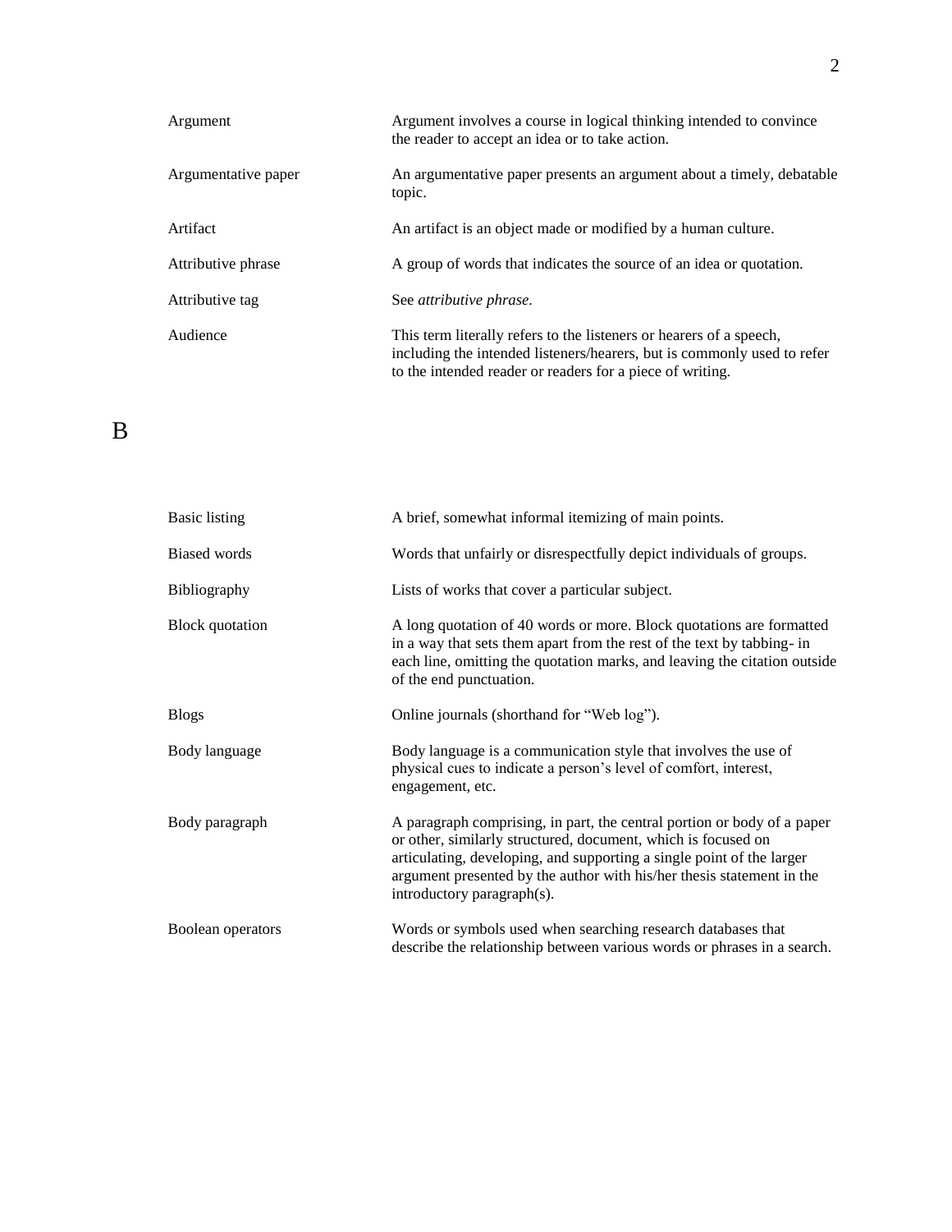| | |
|---|---|
| Argument | Argument involves a course in logical thinking intended to convince the reader to accept an idea or to take action. |
| Argumentative paper | An argumentative paper presents an argument about a timely, debatable topic. |
| Artifact | An artifact is an object made or modified by a human culture. |
| Attributive phrase | A group of words that indicates the source of an idea or quotation. |
| Attributive tag | See *attributive phrase.* |
| Audience | This term literally refers to the listeners or hearers of a speech, including the intended listeners/hearers, but is commonly used to refer to the intended reader or readers for a piece of writing. |

# B

| | |
|---|---|
| Basic listing | A brief, somewhat informal itemizing of main points. |
| Biased words | Words that unfairly or disrespectfully depict individuals of groups. |
| Bibliography | Lists of works that cover a particular subject. |
| Block quotation | A long quotation of 40 words or more. Block quotations are formatted in a way that sets them apart from the rest of the text by tabbing- in each line, omitting the quotation marks, and leaving the citation outside of the end punctuation. |
| Blogs | Online journals (shorthand for "Web log"). |
| Body language | Body language is a communication style that involves the use of physical cues to indicate a person's level of comfort, interest, engagement, etc. |
| Body paragraph | A paragraph comprising, in part, the central portion or body of a paper or other, similarly structured, document, which is focused on articulating, developing, and supporting a single point of the larger argument presented by the author with his/her thesis statement in the introductory paragraph(s). |
| Boolean operators | Words or symbols used when searching research databases that describe the relationship between various words or phrases in a search. |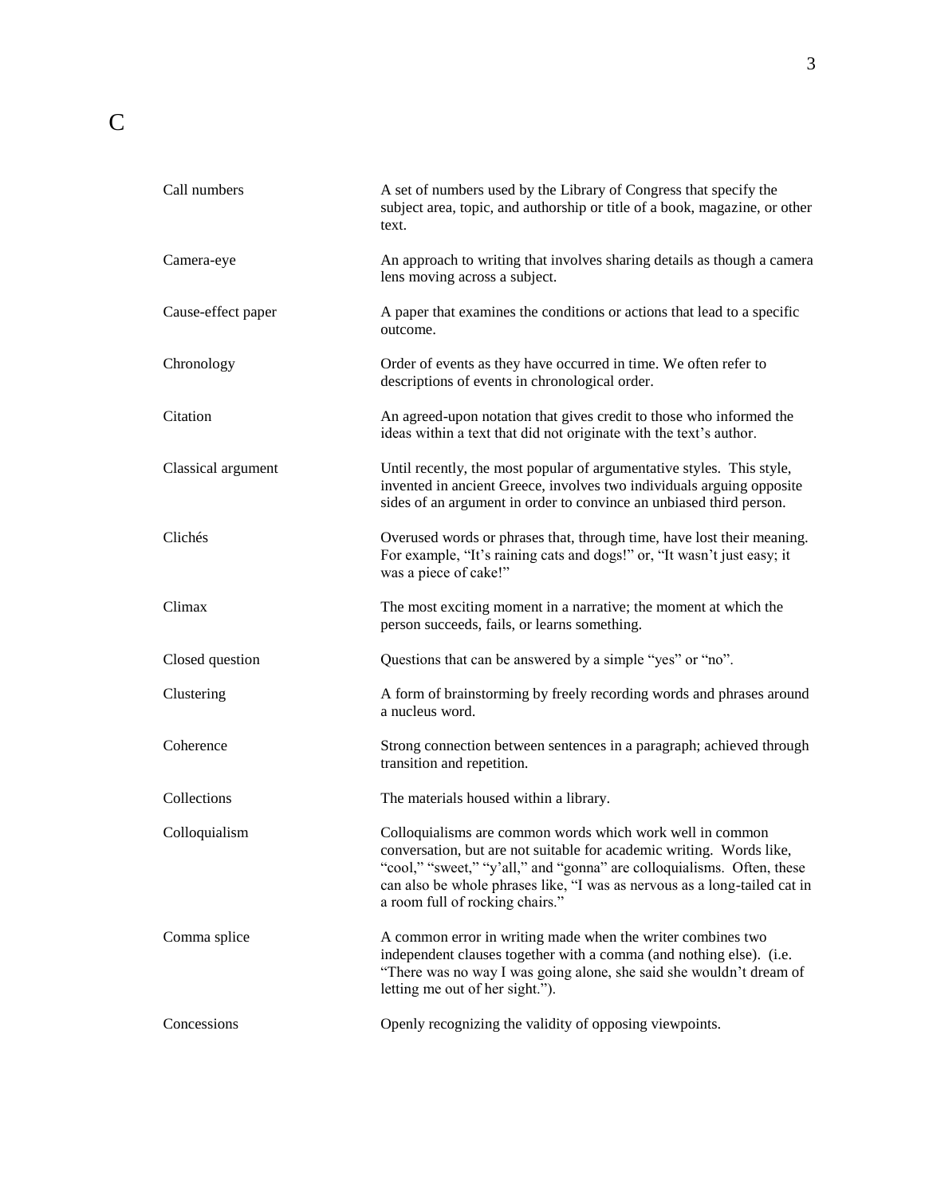# C

| | |
|---|---|
| Call numbers | A set of numbers used by the Library of Congress that specify the subject area, topic, and authorship or title of a book, magazine, or other text. |
| Camera-eye | An approach to writing that involves sharing details as though a camera lens moving across a subject. |
| Cause-effect paper | A paper that examines the conditions or actions that lead to a specific outcome. |
| Chronology | Order of events as they have occurred in time. We often refer to descriptions of events in chronological order. |
| Citation | An agreed-upon notation that gives credit to those who informed the ideas within a text that did not originate with the text's author. |
| Classical argument | Until recently, the most popular of argumentative styles. This style, invented in ancient Greece, involves two individuals arguing opposite sides of an argument in order to convince an unbiased third person. |
| Clichés | Overused words or phrases that, through time, have lost their meaning. For example, "It's raining cats and dogs!" or, "It wasn't just easy; it was a piece of cake!" |
| Climax | The most exciting moment in a narrative; the moment at which the person succeeds, fails, or learns something. |
| Closed question | Questions that can be answered by a simple "yes" or "no". |
| Clustering | A form of brainstorming by freely recording words and phrases around a nucleus word. |
| Coherence | Strong connection between sentences in a paragraph; achieved through transition and repetition. |
| Collections | The materials housed within a library. |
| Colloquialism | Colloquialisms are common words which work well in common conversation, but are not suitable for academic writing. Words like, "cool," "sweet," "y'all," and "gonna" are colloquialisms. Often, these can also be whole phrases like, "I was as nervous as a long-tailed cat in a room full of rocking chairs." |
| Comma splice | A common error in writing made when the writer combines two independent clauses together with a comma (and nothing else). (i.e. "There was no way I was going alone, she said she wouldn't dream of letting me out of her sight."). |
| Concessions | Openly recognizing the validity of opposing viewpoints. |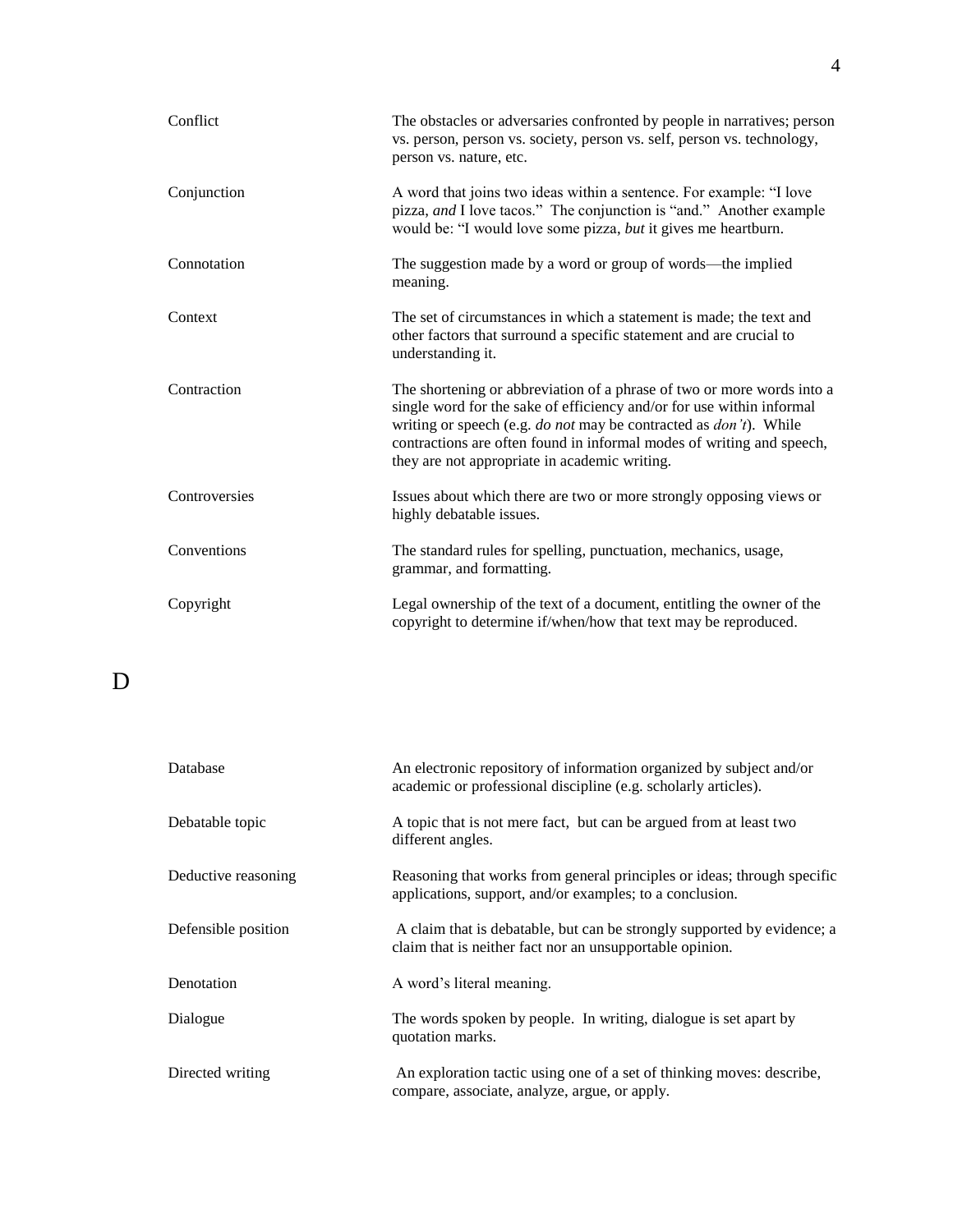| | |
|---|---|
| Conflict | The obstacles or adversaries confronted by people in narratives; person vs. person, person vs. society, person vs. self, person vs. technology, person vs. nature, etc. |
| Conjunction | A word that joins two ideas within a sentence. For example: "I love pizza, *and* I love tacos." The conjunction is "and." Another example would be: "I would love some pizza, *but* it gives me heartburn. |
| Connotation | The suggestion made by a word or group of words—the implied meaning. |
| Context | The set of circumstances in which a statement is made; the text and other factors that surround a specific statement and are crucial to understanding it. |
| Contraction | The shortening or abbreviation of a phrase of two or more words into a single word for the sake of efficiency and/or for use within informal writing or speech (e.g. *do not* may be contracted as *don't*). While contractions are often found in informal modes of writing and speech, they are not appropriate in academic writing. |
| Controversies | Issues about which there are two or more strongly opposing views or highly debatable issues. |
| Conventions | The standard rules for spelling, punctuation, mechanics, usage, grammar, and formatting. |
| Copyright | Legal ownership of the text of a document, entitling the owner of the copyright to determine if/when/how that text may be reproduced. |

# D

| | |
|---|---|
| Database | An electronic repository of information organized by subject and/or academic or professional discipline (e.g. scholarly articles). |
| Debatable topic | A topic that is not mere fact, but can be argued from at least two different angles. |
| Deductive reasoning | Reasoning that works from general principles or ideas; through specific applications, support, and/or examples; to a conclusion. |
| Defensible position | A claim that is debatable, but can be strongly supported by evidence; a claim that is neither fact nor an unsupportable opinion. |
| Denotation | A word's literal meaning. |
| Dialogue | The words spoken by people. In writing, dialogue is set apart by quotation marks. |
| Directed writing | An exploration tactic using one of a set of thinking moves: describe, compare, associate, analyze, argue, or apply. |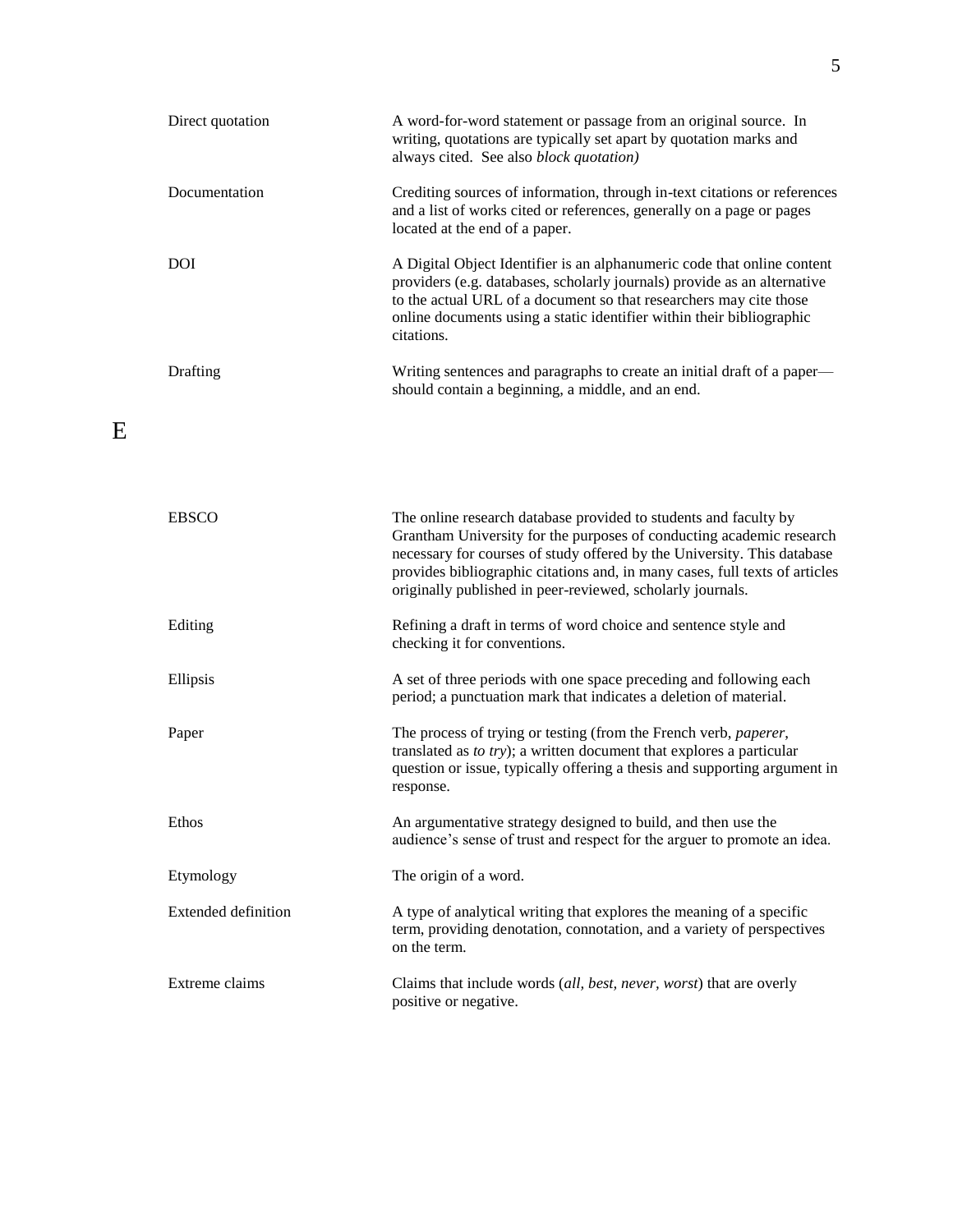| | |
|---|---|
| Direct quotation | A word-for-word statement or passage from an original source. In writing, quotations are typically set apart by quotation marks and always cited. See also *block quotation)* |
| Documentation | Crediting sources of information, through in-text citations or references and a list of works cited or references, generally on a page or pages located at the end of a paper. |
| DOI | A Digital Object Identifier is an alphanumeric code that online content providers (e.g. databases, scholarly journals) provide as an alternative to the actual URL of a document so that researchers may cite those online documents using a static identifier within their bibliographic citations. |
| Drafting | Writing sentences and paragraphs to create an initial draft of a paper—should contain a beginning, a middle, and an end. |

# E

| | |
|---|---|
| EBSCO | The online research database provided to students and faculty by Grantham University for the purposes of conducting academic research necessary for courses of study offered by the University. This database provides bibliographic citations and, in many cases, full texts of articles originally published in peer-reviewed, scholarly journals. |
| Editing | Refining a draft in terms of word choice and sentence style and checking it for conventions. |
| Ellipsis | A set of three periods with one space preceding and following each period; a punctuation mark that indicates a deletion of material. |
| Paper | The process of trying or testing (from the French verb, *paperer*, translated as *to try*); a written document that explores a particular question or issue, typically offering a thesis and supporting argument in response. |
| Ethos | An argumentative strategy designed to build, and then use the audience's sense of trust and respect for the arguer to promote an idea. |
| Etymology | The origin of a word. |
| Extended definition | A type of analytical writing that explores the meaning of a specific term, providing denotation, connotation, and a variety of perspectives on the term. |
| Extreme claims | Claims that include words (*all, best, never, worst*) that are overly positive or negative. |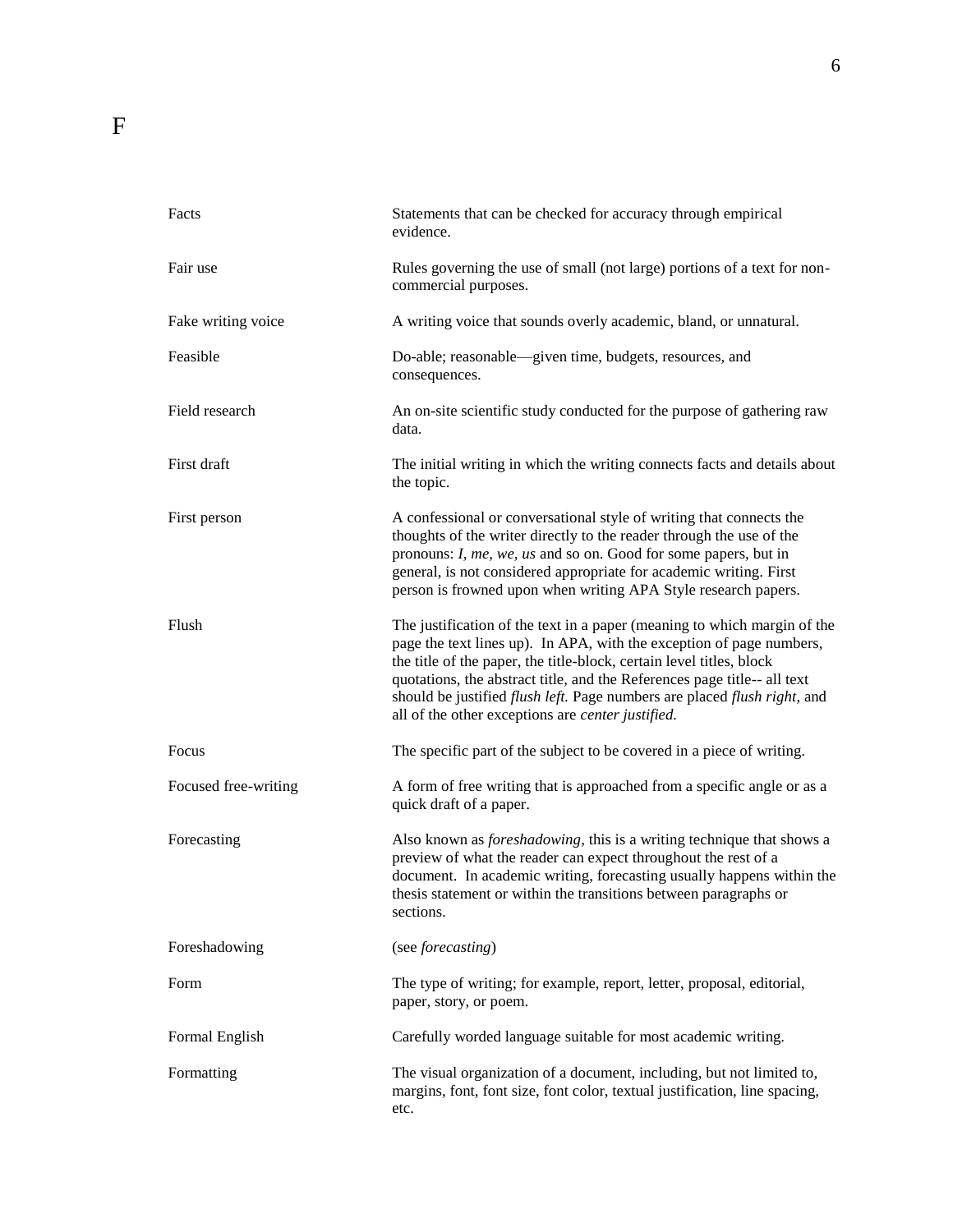# F

| | |
|---|---|
| Facts | Statements that can be checked for accuracy through empirical evidence. |
| Fair use | Rules governing the use of small (not large) portions of a text for non-commercial purposes. |
| Fake writing voice | A writing voice that sounds overly academic, bland, or unnatural. |
| Feasible | Do-able; reasonable—given time, budgets, resources, and consequences. |
| Field research | An on-site scientific study conducted for the purpose of gathering raw data. |
| First draft | The initial writing in which the writing connects facts and details about the topic. |
| First person | A confessional or conversational style of writing that connects the thoughts of the writer directly to the reader through the use of the pronouns: *I, me, we, us* and so on. Good for some papers, but in general, is not considered appropriate for academic writing. First person is frowned upon when writing APA Style research papers. |
| Flush | The justification of the text in a paper (meaning to which margin of the page the text lines up). In APA, with the exception of page numbers, the title of the paper, the title-block, certain level titles, block quotations, the abstract title, and the References page title-- all text should be justified *flush left.* Page numbers are placed *flush right*, and all of the other exceptions are *center justified.* |
| Focus | The specific part of the subject to be covered in a piece of writing. |
| Focused free-writing | A form of free writing that is approached from a specific angle or as a quick draft of a paper. |
| Forecasting | Also known as *foreshadowing*, this is a writing technique that shows a preview of what the reader can expect throughout the rest of a document. In academic writing, forecasting usually happens within the thesis statement or within the transitions between paragraphs or sections. |
| Foreshadowing | (see *forecasting*) |
| Form | The type of writing; for example, report, letter, proposal, editorial, paper, story, or poem. |
| Formal English | Carefully worded language suitable for most academic writing. |
| Formatting | The visual organization of a document, including, but not limited to, margins, font, font size, font color, textual justification, line spacing, etc. |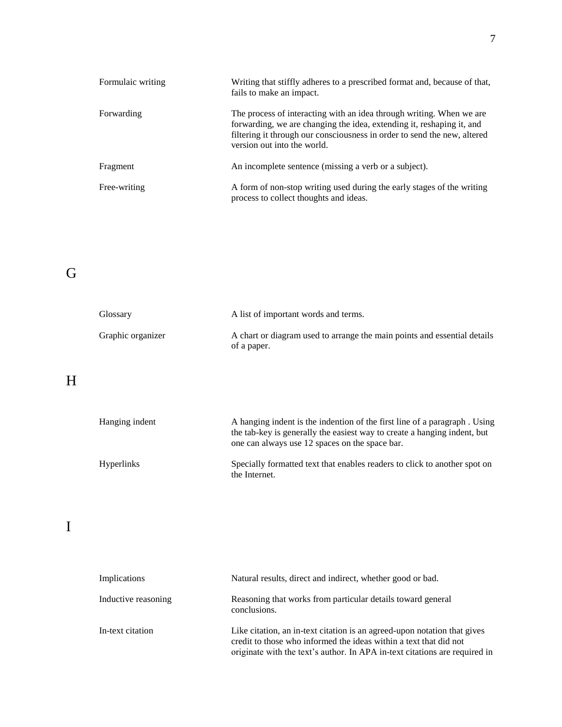| | |
|---|---|
| Formulaic writing | Writing that stiffly adheres to a prescribed format and, because of that, fails to make an impact. |
| Forwarding | The process of interacting with an idea through writing. When we are forwarding, we are changing the idea, extending it, reshaping it, and filtering it through our consciousness in order to send the new, altered version out into the world. |
| Fragment | An incomplete sentence (missing a verb or a subject). |
| Free-writing | A form of non-stop writing used during the early stages of the writing process to collect thoughts and ideas. |

## G

| | |
|---|---|
| Glossary | A list of important words and terms. |
| Graphic organizer | A chart or diagram used to arrange the main points and essential details of a paper. |

## H

| | |
|---|---|
| Hanging indent | A hanging indent is the indention of the first line of a paragraph . Using the tab-key is generally the easiest way to create a hanging indent, but one can always use 12 spaces on the space bar. |
| Hyperlinks | Specially formatted text that enables readers to click to another spot on the Internet. |

## I

| | |
|---|---|
| Implications | Natural results, direct and indirect, whether good or bad. |
| Inductive reasoning | Reasoning that works from particular details toward general conclusions. |
| In-text citation | Like citation, an in-text citation is an agreed-upon notation that gives credit to those who informed the ideas within a text that did not originate with the text's author. In APA in-text citations are required in |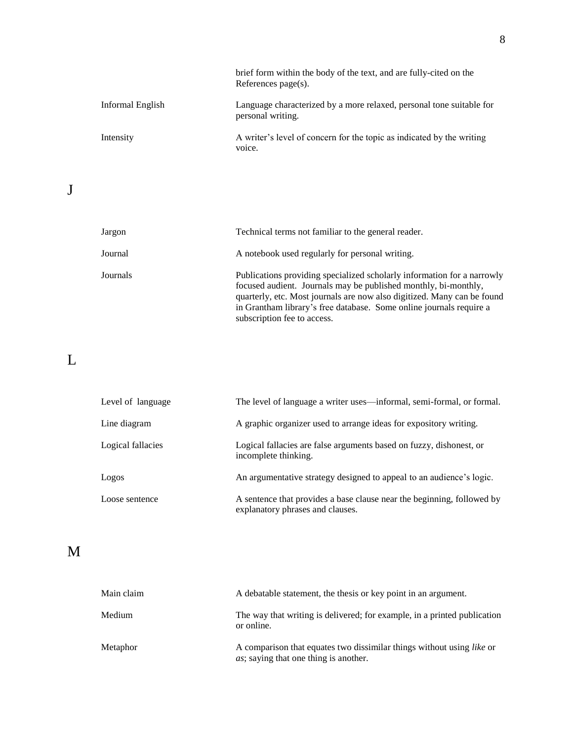| | |
|---|---|
| | brief form within the body of the text, and are fully-cited on the References page(s). |
| Informal English | Language characterized by a more relaxed, personal tone suitable for personal writing. |
| Intensity | A writer's level of concern for the topic as indicated by the writing voice. |

## J

| | |
|---|---|
| Jargon | Technical terms not familiar to the general reader. |
| Journal | A notebook used regularly for personal writing. |
| Journals | Publications providing specialized scholarly information for a narrowly focused audient. Journals may be published monthly, bi-monthly, quarterly, etc. Most journals are now also digitized. Many can be found in Grantham library's free database. Some online journals require a subscription fee to access. |

## L

| | |
|---|---|
| Level of language | The level of language a writer uses—informal, semi-formal, or formal. |
| Line diagram | A graphic organizer used to arrange ideas for expository writing. |
| Logical fallacies | Logical fallacies are false arguments based on fuzzy, dishonest, or incomplete thinking. |
| Logos | An argumentative strategy designed to appeal to an audience's logic. |
| Loose sentence | A sentence that provides a base clause near the beginning, followed by explanatory phrases and clauses. |

## M

| | |
|---|---|
| Main claim | A debatable statement, the thesis or key point in an argument. |
| Medium | The way that writing is delivered; for example, in a printed publication or online. |
| Metaphor | A comparison that equates two dissimilar things without using *like* or *as*; saying that one thing is another. |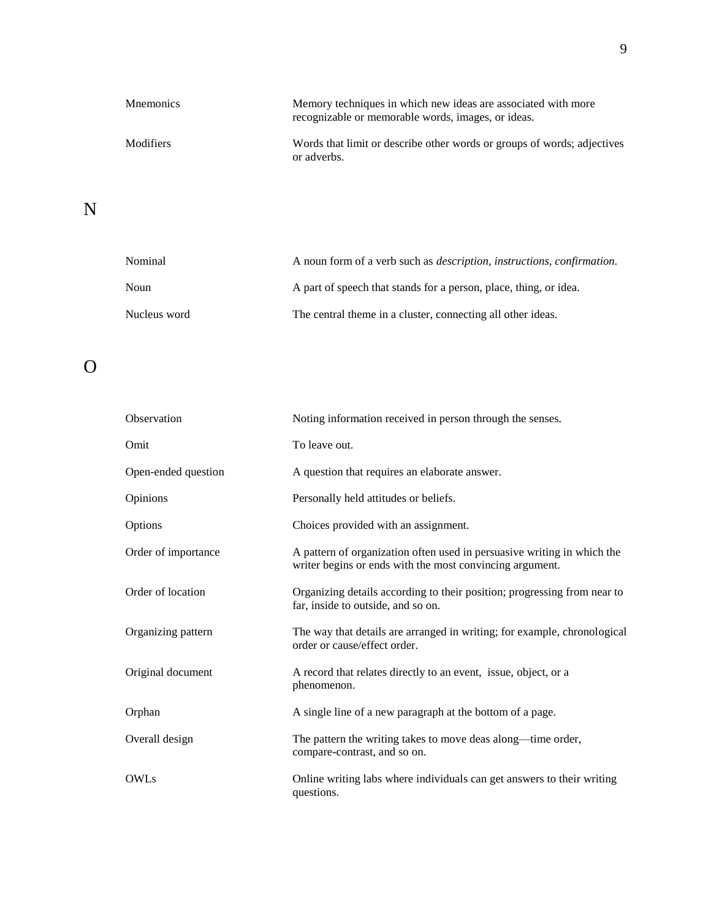| | |
|---|---|
| Mnemonics | Memory techniques in which new ideas are associated with more recognizable or memorable words, images, or ideas. |
| Modifiers | Words that limit or describe other words or groups of words; adjectives or adverbs. |

## N

| | |
|---|---|
| Nominal | A noun form of a verb such as *description, instructions, confirmation.* |
| Noun | A part of speech that stands for a person, place, thing, or idea. |
| Nucleus word | The central theme in a cluster, connecting all other ideas. |

## O

| | |
|---|---|
| Observation | Noting information received in person through the senses. |
| Omit | To leave out. |
| Open-ended question | A question that requires an elaborate answer. |
| Opinions | Personally held attitudes or beliefs. |
| Options | Choices provided with an assignment. |
| Order of importance | A pattern of organization often used in persuasive writing in which the writer begins or ends with the most convincing argument. |
| Order of location | Organizing details according to their position; progressing from near to far, inside to outside, and so on. |
| Organizing pattern | The way that details are arranged in writing; for example, chronological order or cause/effect order. |
| Original document | A record that relates directly to an event, issue, object, or a phenomenon. |
| Orphan | A single line of a new paragraph at the bottom of a page. |
| Overall design | The pattern the writing takes to move deas along—time order, compare-contrast, and so on. |
| OWLs | Online writing labs where individuals can get answers to their writing questions. |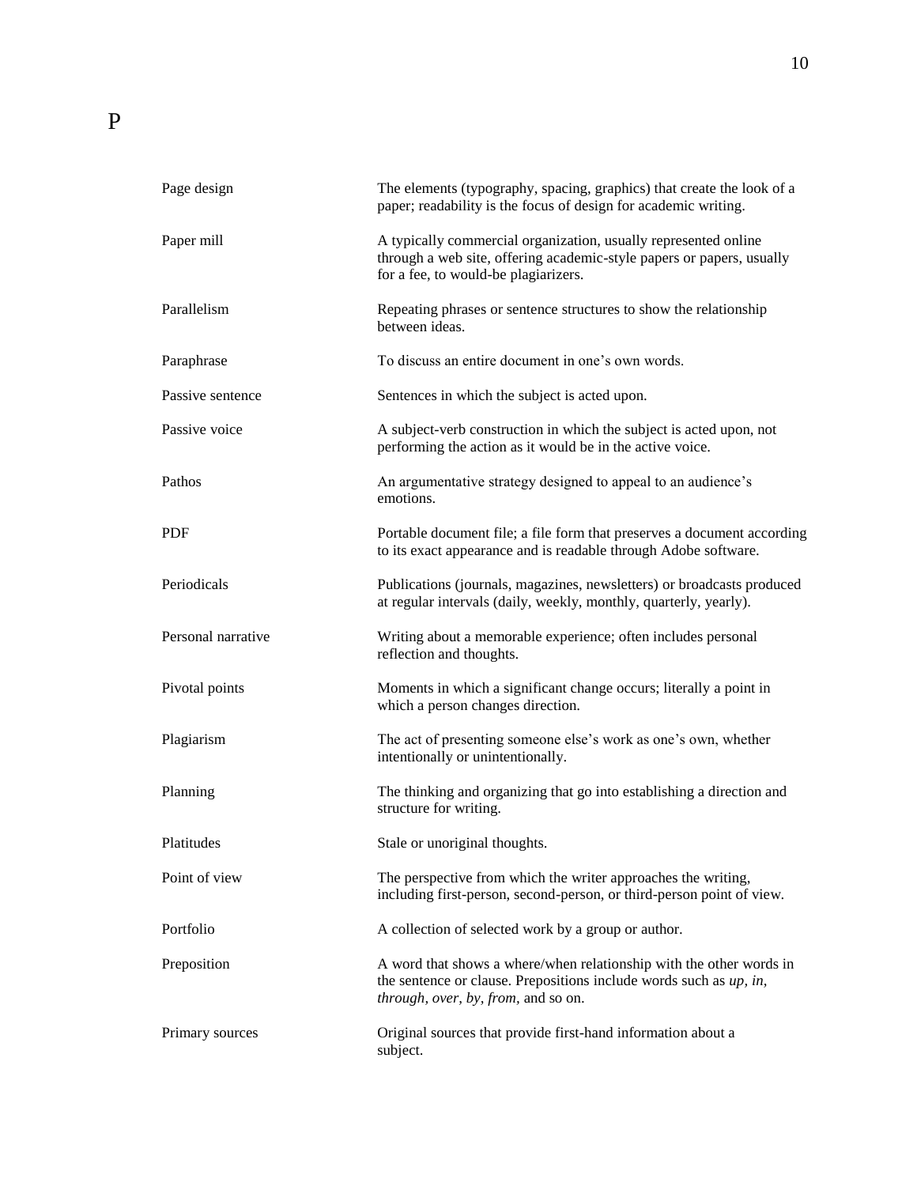# P

| Term | Definition |
| --- | --- |
| Page design | The elements (typography, spacing, graphics) that create the look of a paper; readability is the focus of design for academic writing. |
| Paper mill | A typically commercial organization, usually represented online through a web site, offering academic-style papers or papers, usually for a fee, to would-be plagiarizers. |
| Parallelism | Repeating phrases or sentence structures to show the relationship between ideas. |
| Paraphrase | To discuss an entire document in one's own words. |
| Passive sentence | Sentences in which the subject is acted upon. |
| Passive voice | A subject-verb construction in which the subject is acted upon, not performing the action as it would be in the active voice. |
| Pathos | An argumentative strategy designed to appeal to an audience's emotions. |
| PDF | Portable document file; a file form that preserves a document according to its exact appearance and is readable through Adobe software. |
| Periodicals | Publications (journals, magazines, newsletters) or broadcasts produced at regular intervals (daily, weekly, monthly, quarterly, yearly). |
| Personal narrative | Writing about a memorable experience; often includes personal reflection and thoughts. |
| Pivotal points | Moments in which a significant change occurs; literally a point in which a person changes direction. |
| Plagiarism | The act of presenting someone else's work as one's own, whether intentionally or unintentionally. |
| Planning | The thinking and organizing that go into establishing a direction and structure for writing. |
| Platitudes | Stale or unoriginal thoughts. |
| Point of view | The perspective from which the writer approaches the writing, including first-person, second-person, or third-person point of view. |
| Portfolio | A collection of selected work by a group or author. |
| Preposition | A word that shows a where/when relationship with the other words in the sentence or clause. Prepositions include words such as *up, in, through, over, by, from,* and so on. |
| Primary sources | Original sources that provide first-hand information about a subject. |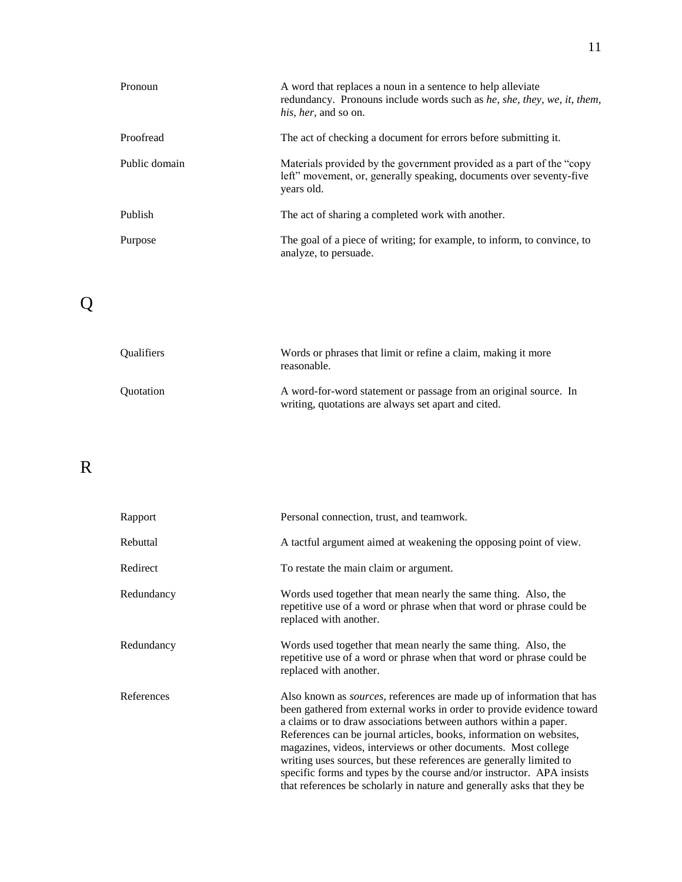| | |
|---|---|
| Pronoun | A word that replaces a noun in a sentence to help alleviate redundancy. Pronouns include words such as *he, she, they, we, it, them, his, her,* and so on. |
| Proofread | The act of checking a document for errors before submitting it. |
| Public domain | Materials provided by the government provided as a part of the "copy left" movement, or, generally speaking, documents over seventy-five years old. |
| Publish | The act of sharing a completed work with another. |
| Purpose | The goal of a piece of writing; for example, to inform, to convince, to analyze, to persuade. |

# Q

| | |
|---|---|
| Qualifiers | Words or phrases that limit or refine a claim, making it more reasonable. |
| Quotation | A word-for-word statement or passage from an original source. In writing, quotations are always set apart and cited. |

# R

| | |
|---|---|
| Rapport | Personal connection, trust, and teamwork. |
| Rebuttal | A tactful argument aimed at weakening the opposing point of view. |
| Redirect | To restate the main claim or argument. |
| Redundancy | Words used together that mean nearly the same thing. Also, the repetitive use of a word or phrase when that word or phrase could be replaced with another. |
| Redundancy | Words used together that mean nearly the same thing. Also, the repetitive use of a word or phrase when that word or phrase could be replaced with another. |
| References | Also known as *sources*, references are made up of information that has been gathered from external works in order to provide evidence toward a claims or to draw associations between authors within a paper. References can be journal articles, books, information on websites, magazines, videos, interviews or other documents. Most college writing uses sources, but these references are generally limited to specific forms and types by the course and/or instructor. APA insists that references be scholarly in nature and generally asks that they be |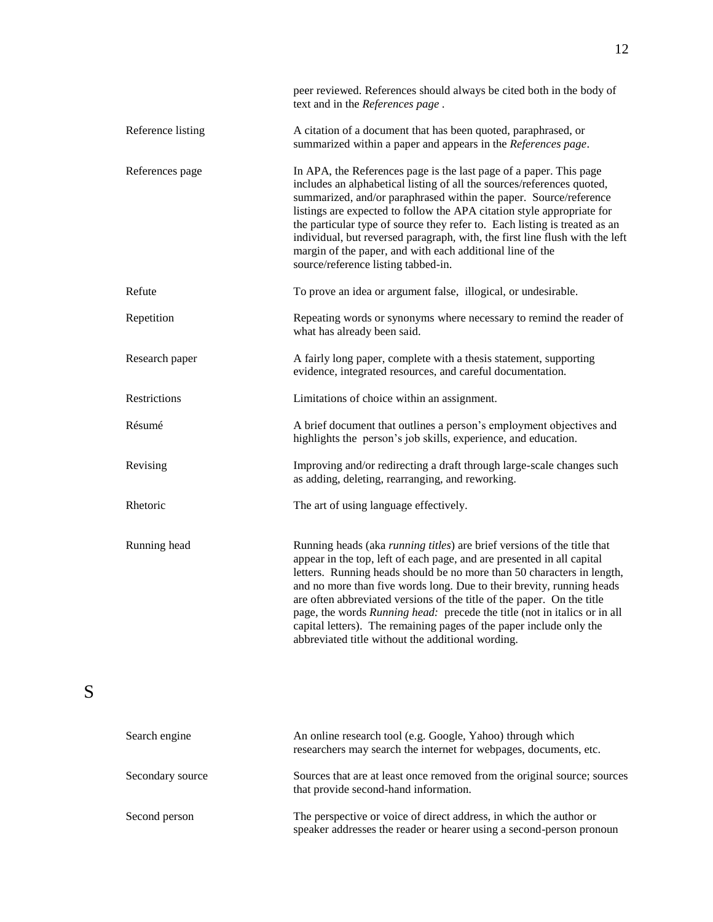| | |
|---|---|
| | peer reviewed. References should always be cited both in the body of text and in the *References page* . |
| Reference listing | A citation of a document that has been quoted, paraphrased, or summarized within a paper and appears in the *References page*. |
| References page | In APA, the References page is the last page of a paper. This page includes an alphabetical listing of all the sources/references quoted, summarized, and/or paraphrased within the paper. Source/reference listings are expected to follow the APA citation style appropriate for the particular type of source they refer to. Each listing is treated as an individual, but reversed paragraph, with, the first line flush with the left margin of the paper, and with each additional line of the source/reference listing tabbed-in. |
| Refute | To prove an idea or argument false, illogical, or undesirable. |
| Repetition | Repeating words or synonyms where necessary to remind the reader of what has already been said. |
| Research paper | A fairly long paper, complete with a thesis statement, supporting evidence, integrated resources, and careful documentation. |
| Restrictions | Limitations of choice within an assignment. |
| Résumé | A brief document that outlines a person's employment objectives and highlights the person's job skills, experience, and education. |
| Revising | Improving and/or redirecting a draft through large-scale changes such as adding, deleting, rearranging, and reworking. |
| Rhetoric | The art of using language effectively. |
| Running head | Running heads (aka *running titles*) are brief versions of the title that appear in the top, left of each page, and are presented in all capital letters. Running heads should be no more than 50 characters in length, and no more than five words long. Due to their brevity, running heads are often abbreviated versions of the title of the paper. On the title page, the words *Running head:* precede the title (not in italics or in all capital letters). The remaining pages of the paper include only the abbreviated title without the additional wording. |

# S

| | |
|---|---|
| Search engine | An online research tool (e.g. Google, Yahoo) through which researchers may search the internet for webpages, documents, etc. |
| Secondary source | Sources that are at least once removed from the original source; sources that provide second-hand information. |
| Second person | The perspective or voice of direct address, in which the author or speaker addresses the reader or hearer using a second-person pronoun |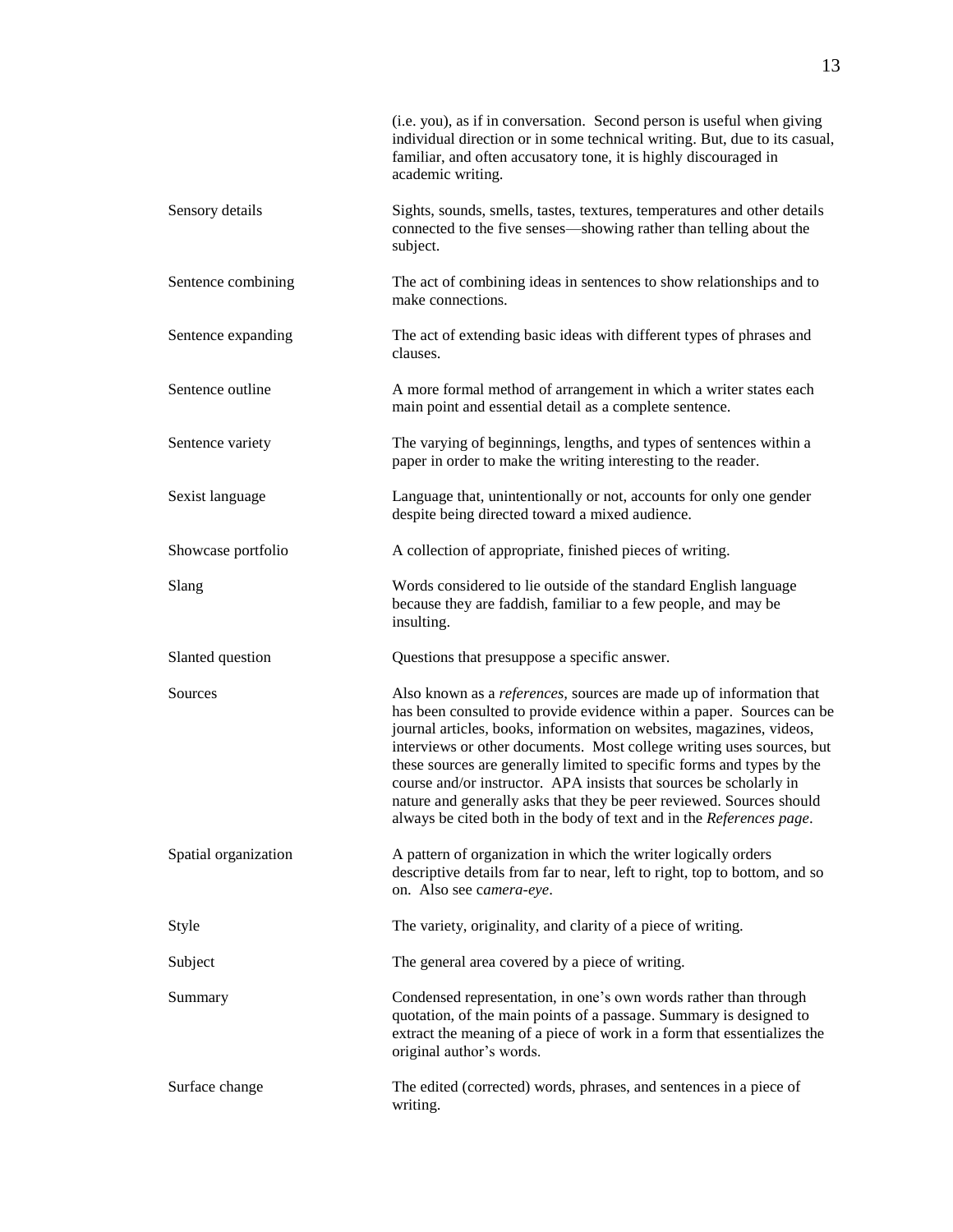| | |
|---|---|
| | (i.e. you), as if in conversation. Second person is useful when giving individual direction or in some technical writing. But, due to its casual, familiar, and often accusatory tone, it is highly discouraged in academic writing. |
| Sensory details | Sights, sounds, smells, tastes, textures, temperatures and other details connected to the five senses—showing rather than telling about the subject. |
| Sentence combining | The act of combining ideas in sentences to show relationships and to make connections. |
| Sentence expanding | The act of extending basic ideas with different types of phrases and clauses. |
| Sentence outline | A more formal method of arrangement in which a writer states each main point and essential detail as a complete sentence. |
| Sentence variety | The varying of beginnings, lengths, and types of sentences within a paper in order to make the writing interesting to the reader. |
| Sexist language | Language that, unintentionally or not, accounts for only one gender despite being directed toward a mixed audience. |
| Showcase portfolio | A collection of appropriate, finished pieces of writing. |
| Slang | Words considered to lie outside of the standard English language because they are faddish, familiar to a few people, and may be insulting. |
| Slanted question | Questions that presuppose a specific answer. |
| Sources | Also known as a *references*, sources are made up of information that has been consulted to provide evidence within a paper. Sources can be journal articles, books, information on websites, magazines, videos, interviews or other documents. Most college writing uses sources, but these sources are generally limited to specific forms and types by the course and/or instructor. APA insists that sources be scholarly in nature and generally asks that they be peer reviewed. Sources should always be cited both in the body of text and in the *References page*. |
| Spatial organization | A pattern of organization in which the writer logically orders descriptive details from far to near, left to right, top to bottom, and so on. Also see c*amera-eye*. |
| Style | The variety, originality, and clarity of a piece of writing. |
| Subject | The general area covered by a piece of writing. |
| Summary | Condensed representation, in one's own words rather than through quotation, of the main points of a passage. Summary is designed to extract the meaning of a piece of work in a form that essentializes the original author's words. |
| Surface change | The edited (corrected) words, phrases, and sentences in a piece of writing. |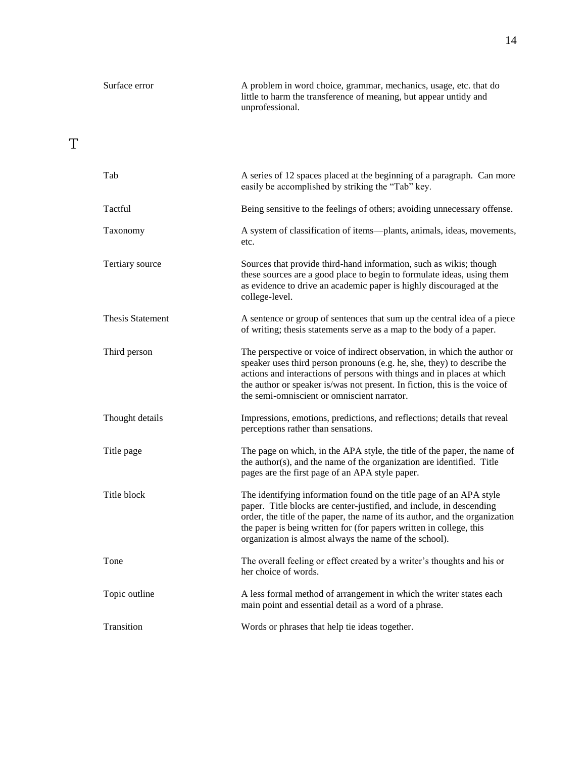| | |
|---|---|
| Surface error | A problem in word choice, grammar, mechanics, usage, etc. that do little to harm the transference of meaning, but appear untidy and unprofessional. |

# T

| | |
|---|---|
| Tab | A series of 12 spaces placed at the beginning of a paragraph. Can more easily be accomplished by striking the "Tab" key. |
| Tactful | Being sensitive to the feelings of others; avoiding unnecessary offense. |
| Taxonomy | A system of classification of items—plants, animals, ideas, movements, etc. |
| Tertiary source | Sources that provide third-hand information, such as wikis; though these sources are a good place to begin to formulate ideas, using them as evidence to drive an academic paper is highly discouraged at the college-level. |
| Thesis Statement | A sentence or group of sentences that sum up the central idea of a piece of writing; thesis statements serve as a map to the body of a paper. |
| Third person | The perspective or voice of indirect observation, in which the author or speaker uses third person pronouns (e.g. he, she, they) to describe the actions and interactions of persons with things and in places at which the author or speaker is/was not present. In fiction, this is the voice of the semi-omniscient or omniscient narrator. |
| Thought details | Impressions, emotions, predictions, and reflections; details that reveal perceptions rather than sensations. |
| Title page | The page on which, in the APA style, the title of the paper, the name of the author(s), and the name of the organization are identified. Title pages are the first page of an APA style paper. |
| Title block | The identifying information found on the title page of an APA style paper. Title blocks are center-justified, and include, in descending order, the title of the paper, the name of its author, and the organization the paper is being written for (for papers written in college, this organization is almost always the name of the school). |
| Tone | The overall feeling or effect created by a writer's thoughts and his or her choice of words. |
| Topic outline | A less formal method of arrangement in which the writer states each main point and essential detail as a word of a phrase. |
| Transition | Words or phrases that help tie ideas together. |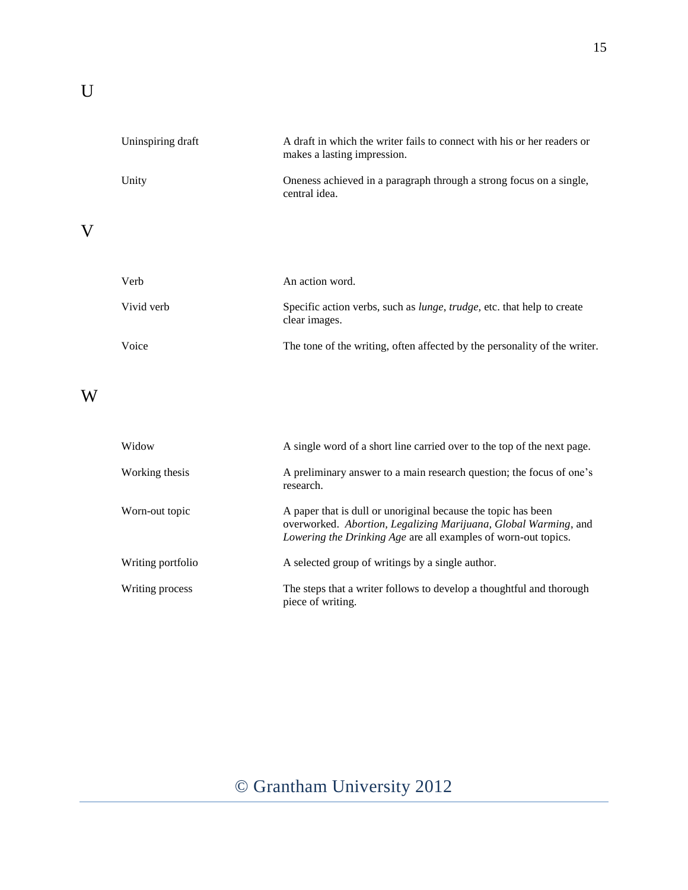## U

| | |
|---|---|
| Uninspiring draft | A draft in which the writer fails to connect with his or her readers or makes a lasting impression. |
| Unity | Oneness achieved in a paragraph through a strong focus on a single, central idea. |

## V

| | |
|---|---|
| Verb | An action word. |
| Vivid verb | Specific action verbs, such as *lunge, trudge,* etc. that help to create clear images. |
| Voice | The tone of the writing, often affected by the personality of the writer. |

## W

| | |
|---|---|
| Widow | A single word of a short line carried over to the top of the next page. |
| Working thesis | A preliminary answer to a main research question; the focus of one's research. |
| Worn-out topic | A paper that is dull or unoriginal because the topic has been overworked. *Abortion, Legalizing Marijuana, Global Warming*, and *Lowering the Drinking Age* are all examples of worn-out topics. |
| Writing portfolio | A selected group of writings by a single author. |
| Writing process | The steps that a writer follows to develop a thoughtful and thorough piece of writing. |

© Grantham University 2012